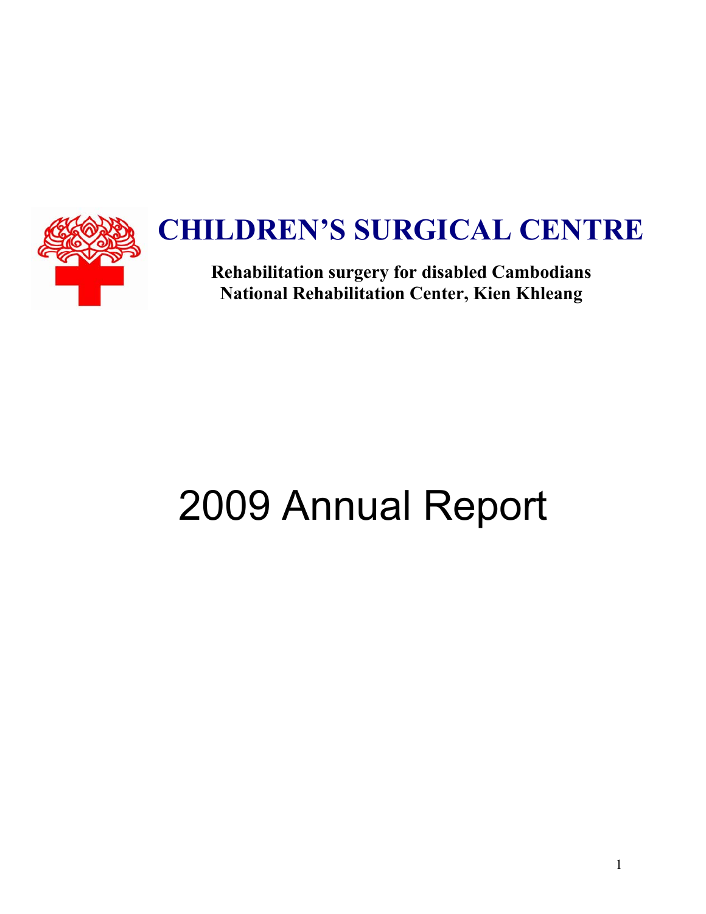# CHILDREN'S SURGICAL CENTRE

**Rehabilitation surgery for disabled Cambodians**
**National Rehabilitation Center, Kien Khleang**

# 2009 Annual Report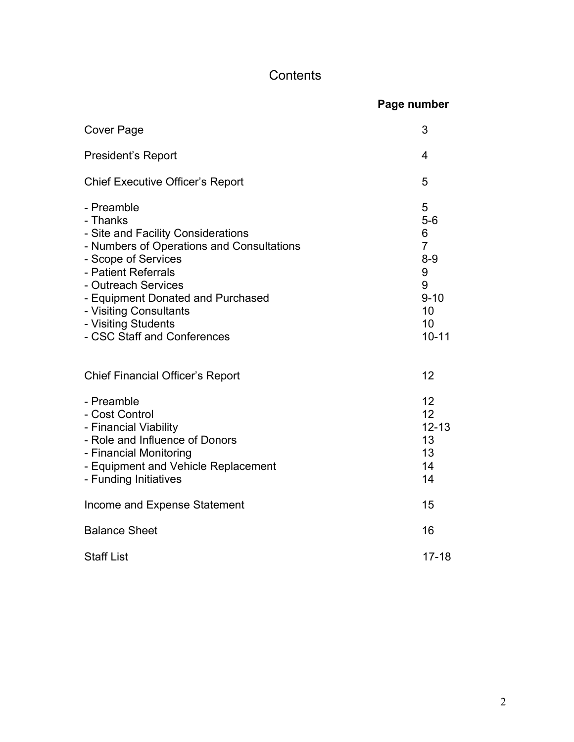# Contents

| | Page number |
|---|---|
| Cover Page | 3 |
| President's Report | 4 |
| Chief Executive Officer's Report | 5 |
| - Preamble | 5 |
| - Thanks | 5-6 |
| - Site and Facility Considerations | 6 |
| - Numbers of Operations and Consultations | 7 |
| - Scope of Services | 8-9 |
| - Patient Referrals | 9 |
| - Outreach Services | 9 |
| - Equipment Donated and Purchased | 9-10 |
| - Visiting Consultants | 10 |
| - Visiting Students | 10 |
| - CSC Staff and Conferences | 10-11 |
| Chief Financial Officer's Report | 12 |
| - Preamble | 12 |
| - Cost Control | 12 |
| - Financial Viability | 12-13 |
| - Role and Influence of Donors | 13 |
| - Financial Monitoring | 13 |
| - Equipment and Vehicle Replacement | 14 |
| - Funding Initiatives | 14 |
| Income and Expense Statement | 15 |
| Balance Sheet | 16 |
| Staff List | 17-18 |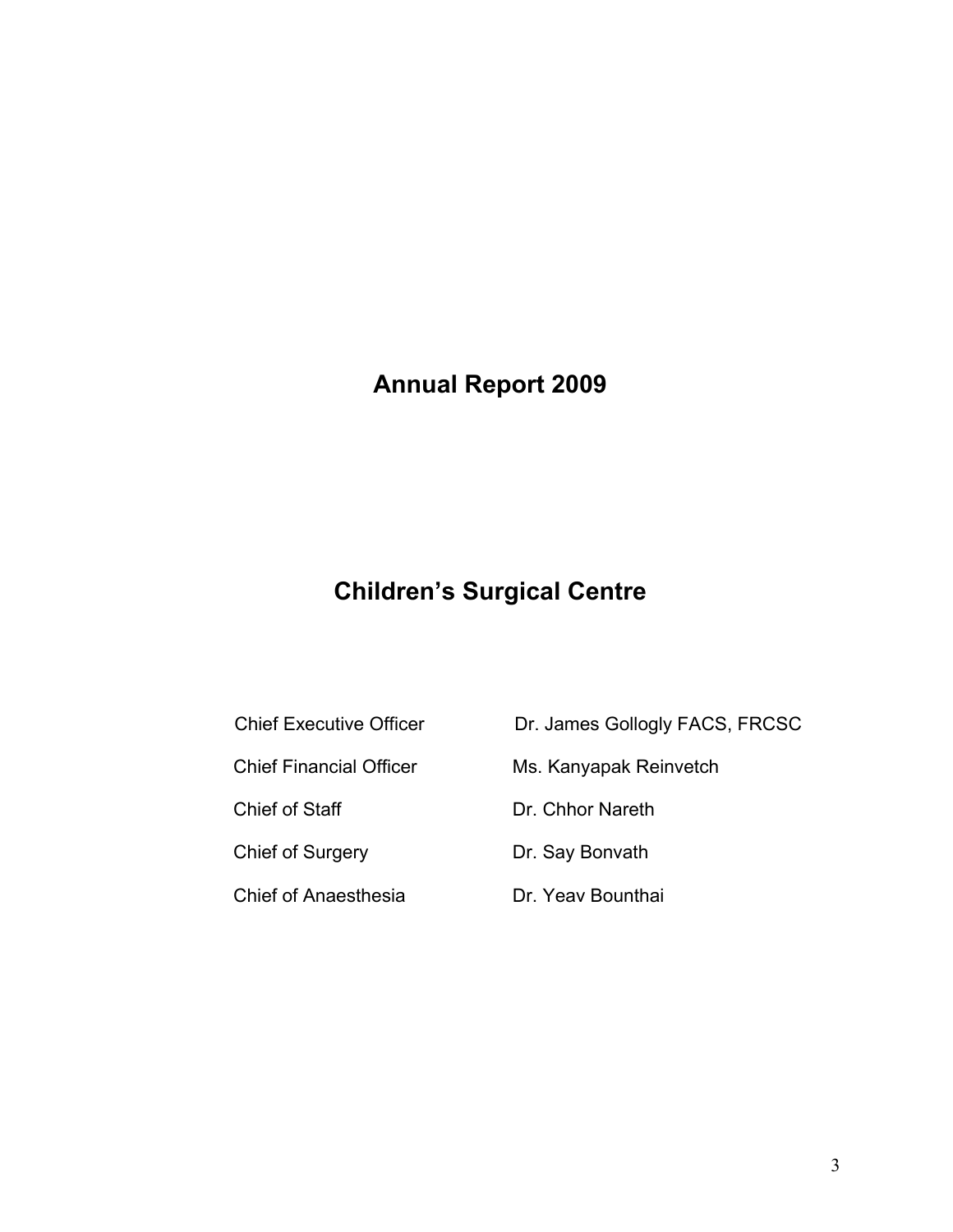# Annual Report 2009

# Children's Surgical Centre

| | |
|---|---|
| Chief Executive Officer | Dr. James Gollogly FACS, FRCSC |
| Chief Financial Officer | Ms. Kanyapak Reinvetch |
| Chief of Staff | Dr. Chhor Nareth |
| Chief of Surgery | Dr. Say Bonvath |
| Chief of Anaesthesia | Dr. Yeav Bounthai |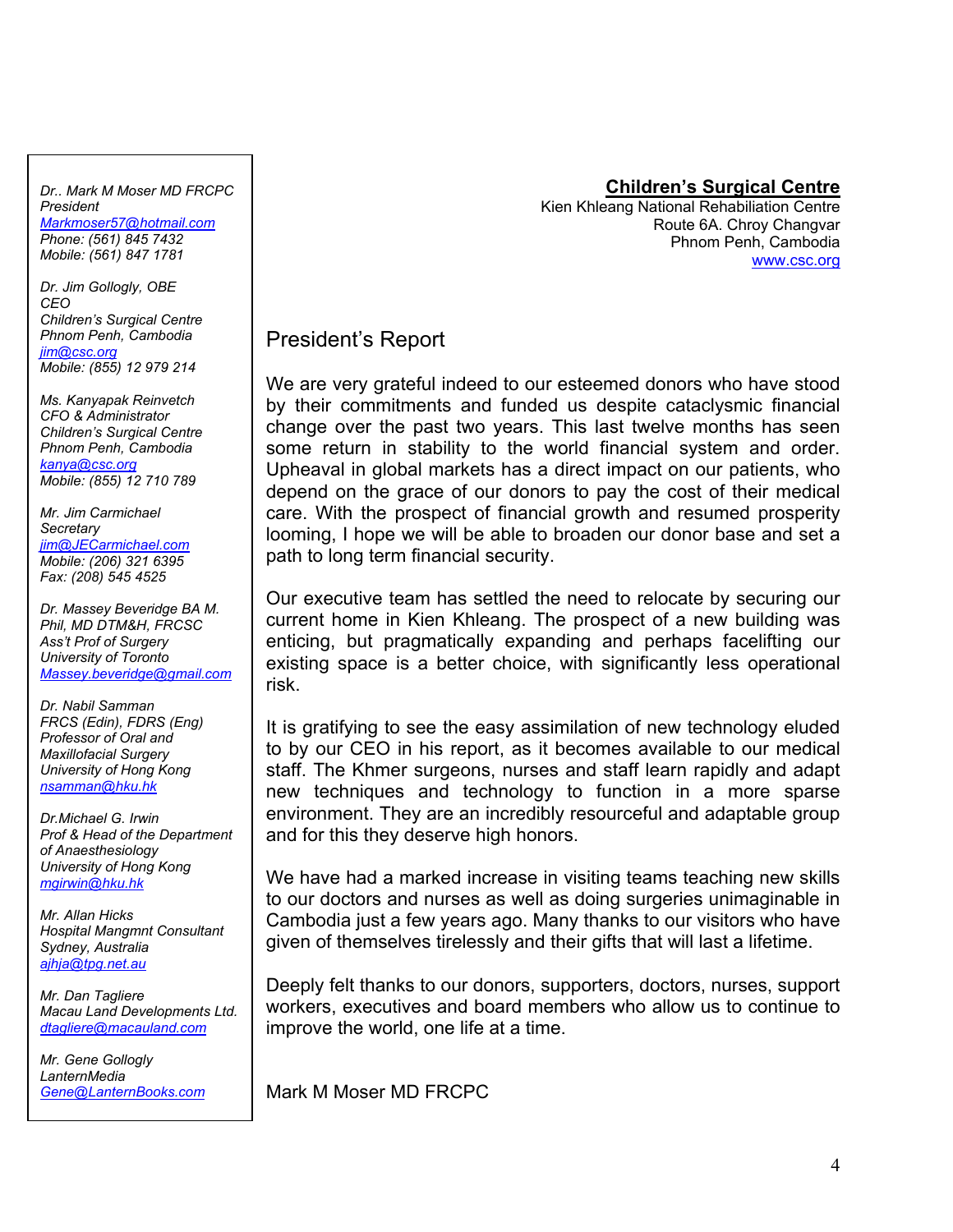**Children's Surgical Centre**
Kien Khleang National Rehabiliation Centre
Route 6A. Chroy Changvar
Phnom Penh, Cambodia
www.csc.org

*Dr.. Mark M Moser MD FRCPC*
*President*
*Markmoser57@hotmail.com*
*Phone: (561) 845 7432*
*Mobile: (561) 847 1781*

*Dr. Jim Gollogly, OBE*
*CEO*
*Children's Surgical Centre*
*Phnom Penh, Cambodia*
*jim@csc.org*
*Mobile: (855) 12 979 214*

*Ms. Kanyapak Reinvetch*
*CFO & Administrator*
*Children's Surgical Centre*
*Phnom Penh, Cambodia*
*kanya@csc.org*
*Mobile: (855) 12 710 789*

*Mr. Jim Carmichael*
*Secretary*
*jim@JECarmichael.com*
*Mobile: (206) 321 6395*
*Fax: (208) 545 4525*

*Dr. Massey Beveridge BA M. Phil, MD DTM&H, FRCSC*
*Ass't Prof of Surgery*
*University of Toronto*
*Massey.beveridge@gmail.com*

*Dr. Nabil Samman*
*FRCS (Edin), FDRS (Eng)*
*Professor of Oral and Maxillofacial Surgery*
*University of Hong Kong*
*nsamman@hku.hk*

*Dr.Michael G. Irwin*
*Prof & Head of the Department of Anaesthesiology*
*University of Hong Kong*
*mgirwin@hku.hk*

*Mr. Allan Hicks*
*Hospital Mangmnt Consultant*
*Sydney, Australia*
*ajhja@tpg.net.au*

*Mr. Dan Tagliere*
*Macau Land Developments Ltd.*
*dtagliere@macauland.com*

*Mr. Gene Gollogly*
*LanternMedia*
*Gene@LanternBooks.com*

# President's Report

We are very grateful indeed to our esteemed donors who have stood by their commitments and funded us despite cataclysmic financial change over the past two years. This last twelve months has seen some return in stability to the world financial system and order. Upheaval in global markets has a direct impact on our patients, who depend on the grace of our donors to pay the cost of their medical care. With the prospect of financial growth and resumed prosperity looming, I hope we will be able to broaden our donor base and set a path to long term financial security.

Our executive team has settled the need to relocate by securing our current home in Kien Khleang. The prospect of a new building was enticing, but pragmatically expanding and perhaps facelifting our existing space is a better choice, with significantly less operational risk.

It is gratifying to see the easy assimilation of new technology eluded to by our CEO in his report, as it becomes available to our medical staff. The Khmer surgeons, nurses and staff learn rapidly and adapt new techniques and technology to function in a more sparse environment. They are an incredibly resourceful and adaptable group and for this they deserve high honors.

We have had a marked increase in visiting teams teaching new skills to our doctors and nurses as well as doing surgeries unimaginable in Cambodia just a few years ago. Many thanks to our visitors who have given of themselves tirelessly and their gifts that will last a lifetime.

Deeply felt thanks to our donors, supporters, doctors, nurses, support workers, executives and board members who allow us to continue to improve the world, one life at a time.

Mark M Moser MD FRCPC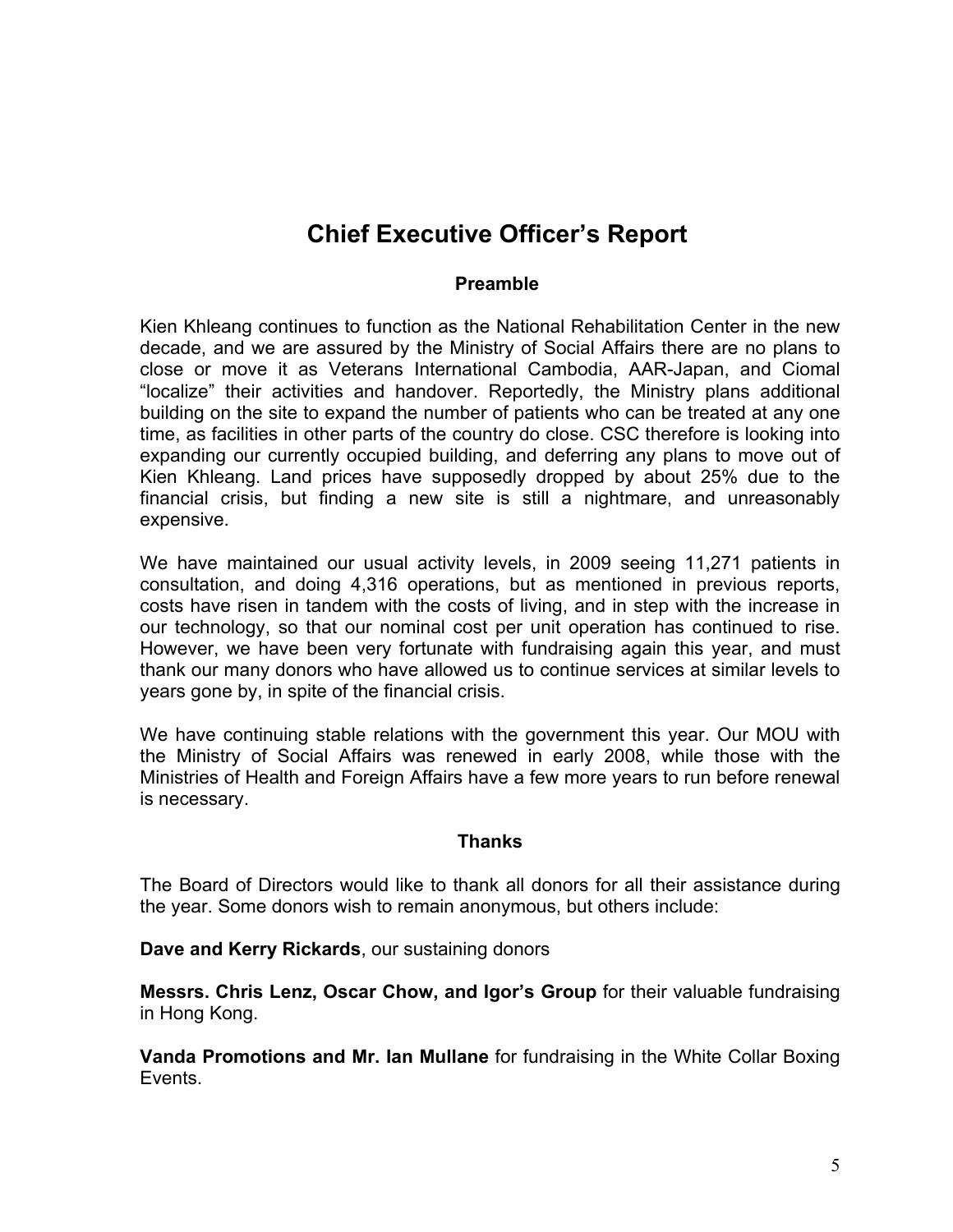# Chief Executive Officer's Report

### Preamble

Kien Khleang continues to function as the National Rehabilitation Center in the new decade, and we are assured by the Ministry of Social Affairs there are no plans to close or move it as Veterans International Cambodia, AAR-Japan, and Ciomal "localize" their activities and handover. Reportedly, the Ministry plans additional building on the site to expand the number of patients who can be treated at any one time, as facilities in other parts of the country do close. CSC therefore is looking into expanding our currently occupied building, and deferring any plans to move out of Kien Khleang. Land prices have supposedly dropped by about 25% due to the financial crisis, but finding a new site is still a nightmare, and unreasonably expensive.

We have maintained our usual activity levels, in 2009 seeing 11,271 patients in consultation, and doing 4,316 operations, but as mentioned in previous reports, costs have risen in tandem with the costs of living, and in step with the increase in our technology, so that our nominal cost per unit operation has continued to rise. However, we have been very fortunate with fundraising again this year, and must thank our many donors who have allowed us to continue services at similar levels to years gone by, in spite of the financial crisis.

We have continuing stable relations with the government this year. Our MOU with the Ministry of Social Affairs was renewed in early 2008, while those with the Ministries of Health and Foreign Affairs have a few more years to run before renewal is necessary.

### Thanks

The Board of Directors would like to thank all donors for all their assistance during the year. Some donors wish to remain anonymous, but others include:

**Dave and Kerry Rickards**, our sustaining donors

**Messrs. Chris Lenz, Oscar Chow, and Igor's Group** for their valuable fundraising in Hong Kong.

**Vanda Promotions and Mr. Ian Mullane** for fundraising in the White Collar Boxing Events.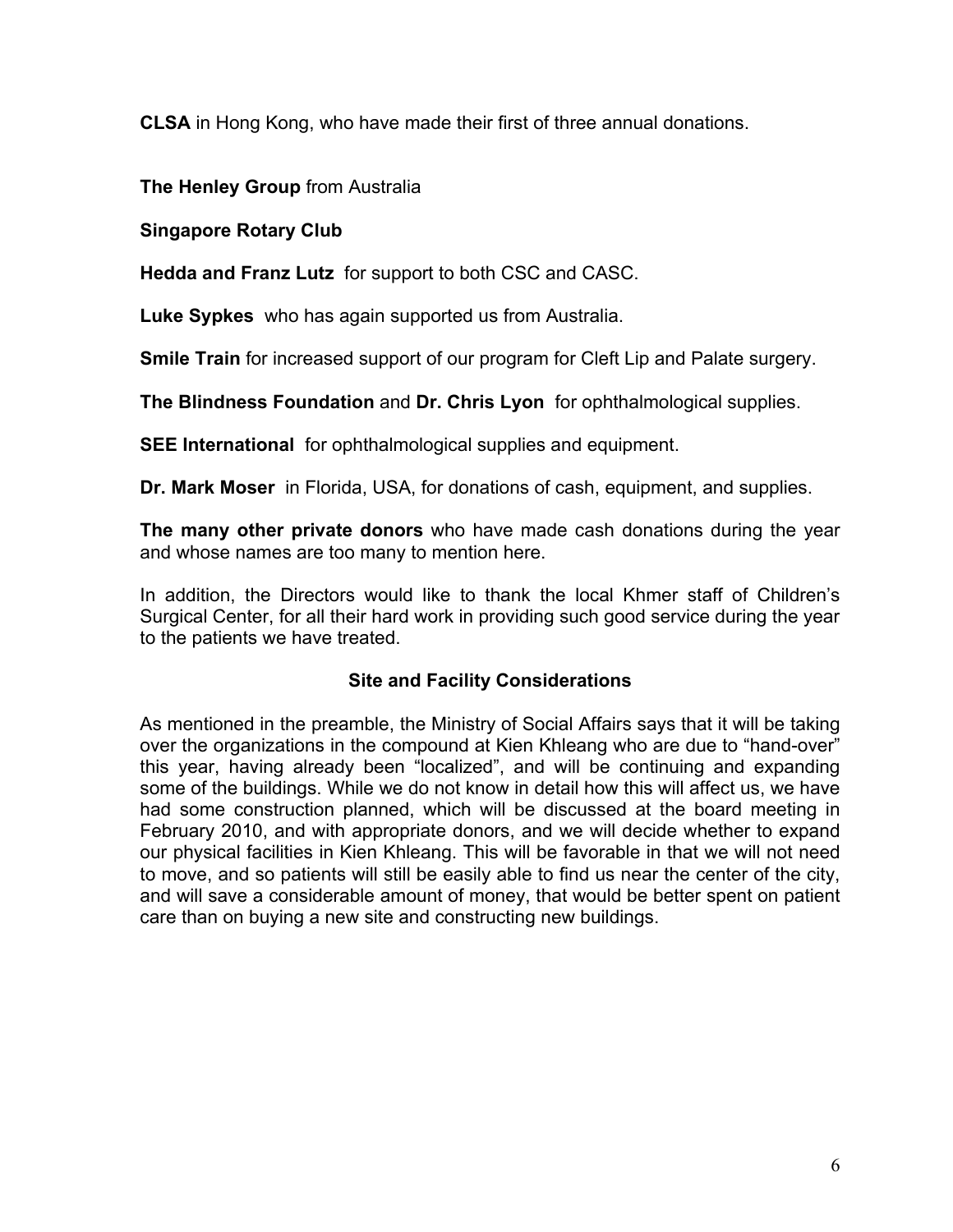**CLSA** in Hong Kong, who have made their first of three annual donations.

**The Henley Group** from Australia

**Singapore Rotary Club**

**Hedda and Franz Lutz** for support to both CSC and CASC.

**Luke Sypkes** who has again supported us from Australia.

**Smile Train** for increased support of our program for Cleft Lip and Palate surgery.

**The Blindness Foundation** and **Dr. Chris Lyon** for ophthalmological supplies.

**SEE International** for ophthalmological supplies and equipment.

**Dr. Mark Moser** in Florida, USA, for donations of cash, equipment, and supplies.

**The many other private donors** who have made cash donations during the year and whose names are too many to mention here.

In addition, the Directors would like to thank the local Khmer staff of Children's Surgical Center, for all their hard work in providing such good service during the year to the patients we have treated.

## Site and Facility Considerations

As mentioned in the preamble, the Ministry of Social Affairs says that it will be taking over the organizations in the compound at Kien Khleang who are due to "hand-over" this year, having already been "localized", and will be continuing and expanding some of the buildings. While we do not know in detail how this will affect us, we have had some construction planned, which will be discussed at the board meeting in February 2010, and with appropriate donors, and we will decide whether to expand our physical facilities in Kien Khleang. This will be favorable in that we will not need to move, and so patients will still be easily able to find us near the center of the city, and will save a considerable amount of money, that would be better spent on patient care than on buying a new site and constructing new buildings.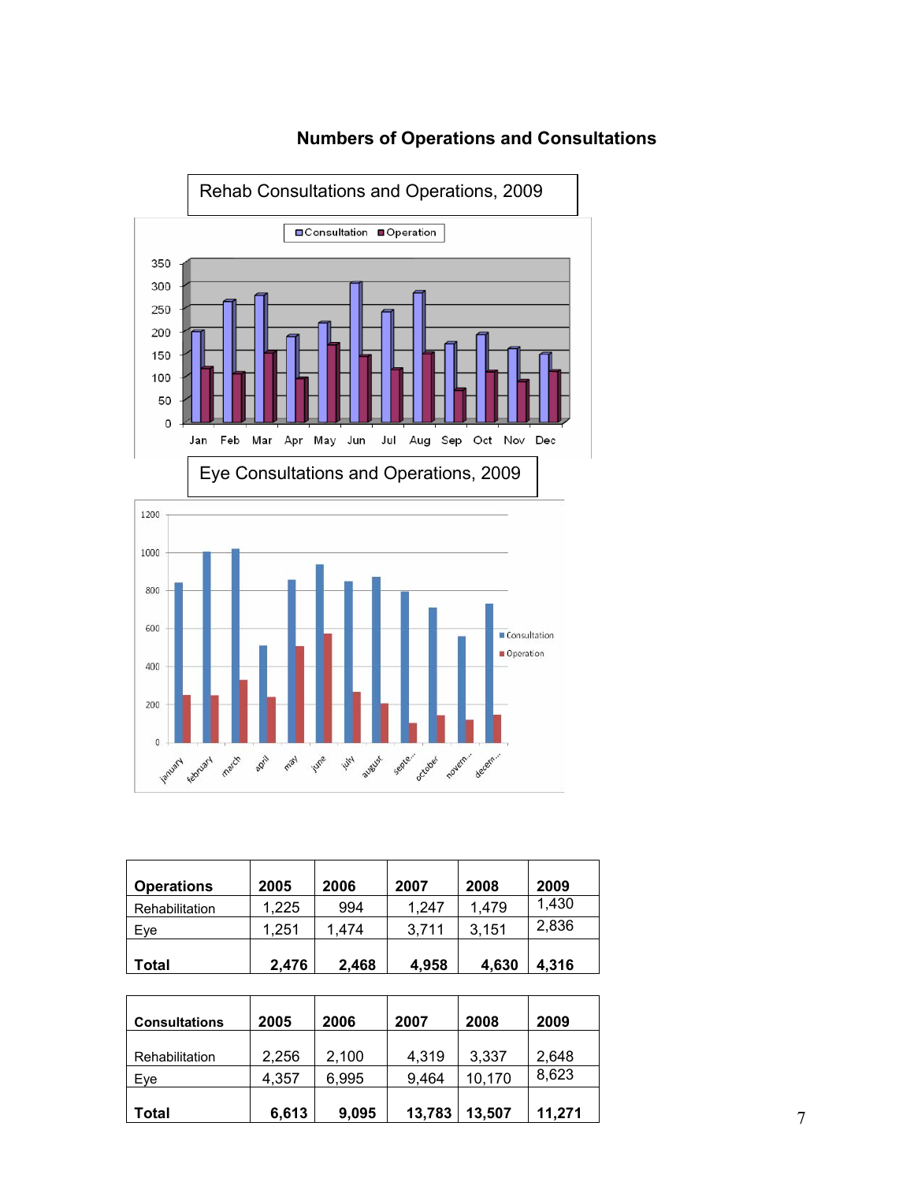## Numbers of Operations and Consultations

Rehab Consultations and Operations, 2009

Eye Consultations and Operations, 2009

| Operations | 2005 | 2006 | 2007 | 2008 | 2009 |
|---|---|---|---|---|---|
| Rehabilitation | 1,225 | 994 | 1,247 | 1,479 | 1,430 |
| Eye | 1,251 | 1,474 | 3,711 | 3,151 | 2,836 |
| **Total** | **2,476** | **2,468** | **4,958** | **4,630** | **4,316** |

| Consultations | 2005 | 2006 | 2007 | 2008 | 2009 |
|---|---|---|---|---|---|
| Rehabilitation | 2,256 | 2,100 | 4,319 | 3,337 | 2,648 |
| Eye | 4,357 | 6,995 | 9,464 | 10,170 | 8,623 |
| **Total** | **6,613** | **9,095** | **13,783** | **13,507** | **11,271** |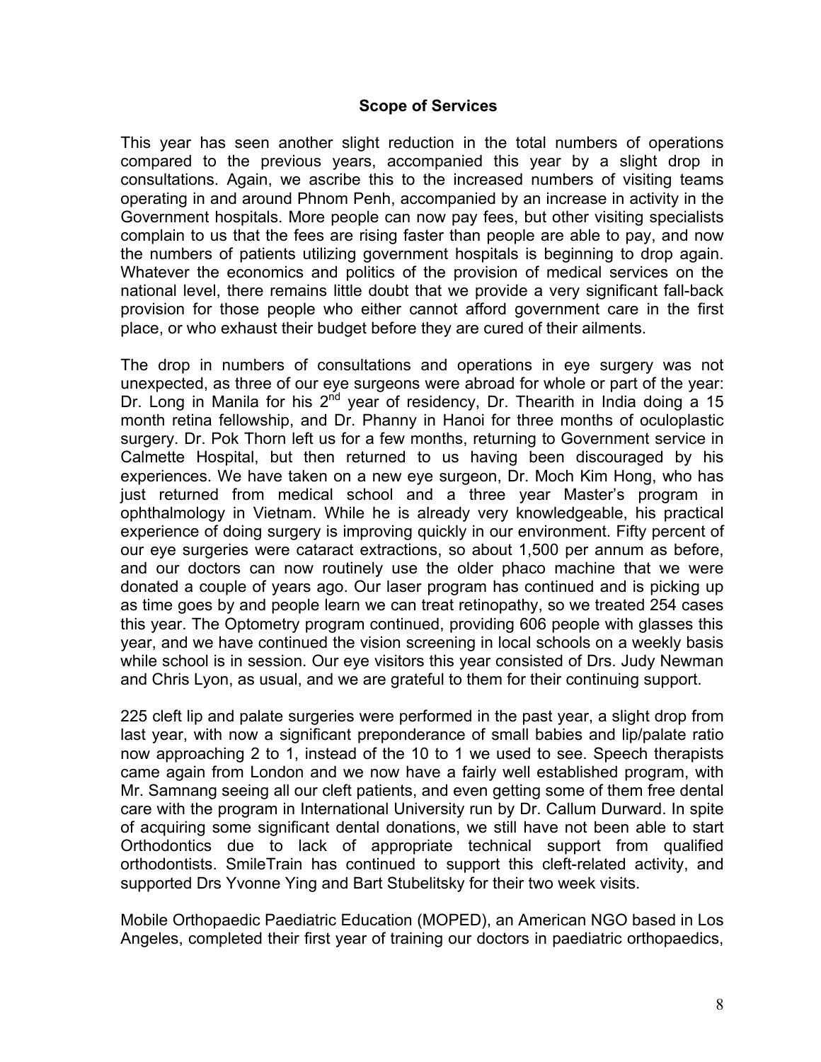## Scope of Services

This year has seen another slight reduction in the total numbers of operations compared to the previous years, accompanied this year by a slight drop in consultations. Again, we ascribe this to the increased numbers of visiting teams operating in and around Phnom Penh, accompanied by an increase in activity in the Government hospitals. More people can now pay fees, but other visiting specialists complain to us that the fees are rising faster than people are able to pay, and now the numbers of patients utilizing government hospitals is beginning to drop again. Whatever the economics and politics of the provision of medical services on the national level, there remains little doubt that we provide a very significant fall-back provision for those people who either cannot afford government care in the first place, or who exhaust their budget before they are cured of their ailments.

The drop in numbers of consultations and operations in eye surgery was not unexpected, as three of our eye surgeons were abroad for whole or part of the year: Dr. Long in Manila for his 2nd year of residency, Dr. Thearith in India doing a 15 month retina fellowship, and Dr. Phanny in Hanoi for three months of oculoplastic surgery. Dr. Pok Thorn left us for a few months, returning to Government service in Calmette Hospital, but then returned to us having been discouraged by his experiences. We have taken on a new eye surgeon, Dr. Moch Kim Hong, who has just returned from medical school and a three year Master's program in ophthalmology in Vietnam. While he is already very knowledgeable, his practical experience of doing surgery is improving quickly in our environment. Fifty percent of our eye surgeries were cataract extractions, so about 1,500 per annum as before, and our doctors can now routinely use the older phaco machine that we were donated a couple of years ago. Our laser program has continued and is picking up as time goes by and people learn we can treat retinopathy, so we treated 254 cases this year. The Optometry program continued, providing 606 people with glasses this year, and we have continued the vision screening in local schools on a weekly basis while school is in session. Our eye visitors this year consisted of Drs. Judy Newman and Chris Lyon, as usual, and we are grateful to them for their continuing support.

225 cleft lip and palate surgeries were performed in the past year, a slight drop from last year, with now a significant preponderance of small babies and lip/palate ratio now approaching 2 to 1, instead of the 10 to 1 we used to see. Speech therapists came again from London and we now have a fairly well established program, with Mr. Samnang seeing all our cleft patients, and even getting some of them free dental care with the program in International University run by Dr. Callum Durward. In spite of acquiring some significant dental donations, we still have not been able to start Orthodontics due to lack of appropriate technical support from qualified orthodontists. SmileTrain has continued to support this cleft-related activity, and supported Drs Yvonne Ying and Bart Stubelitsky for their two week visits.

Mobile Orthopaedic Paediatric Education (MOPED), an American NGO based in Los Angeles, completed their first year of training our doctors in paediatric orthopaedics,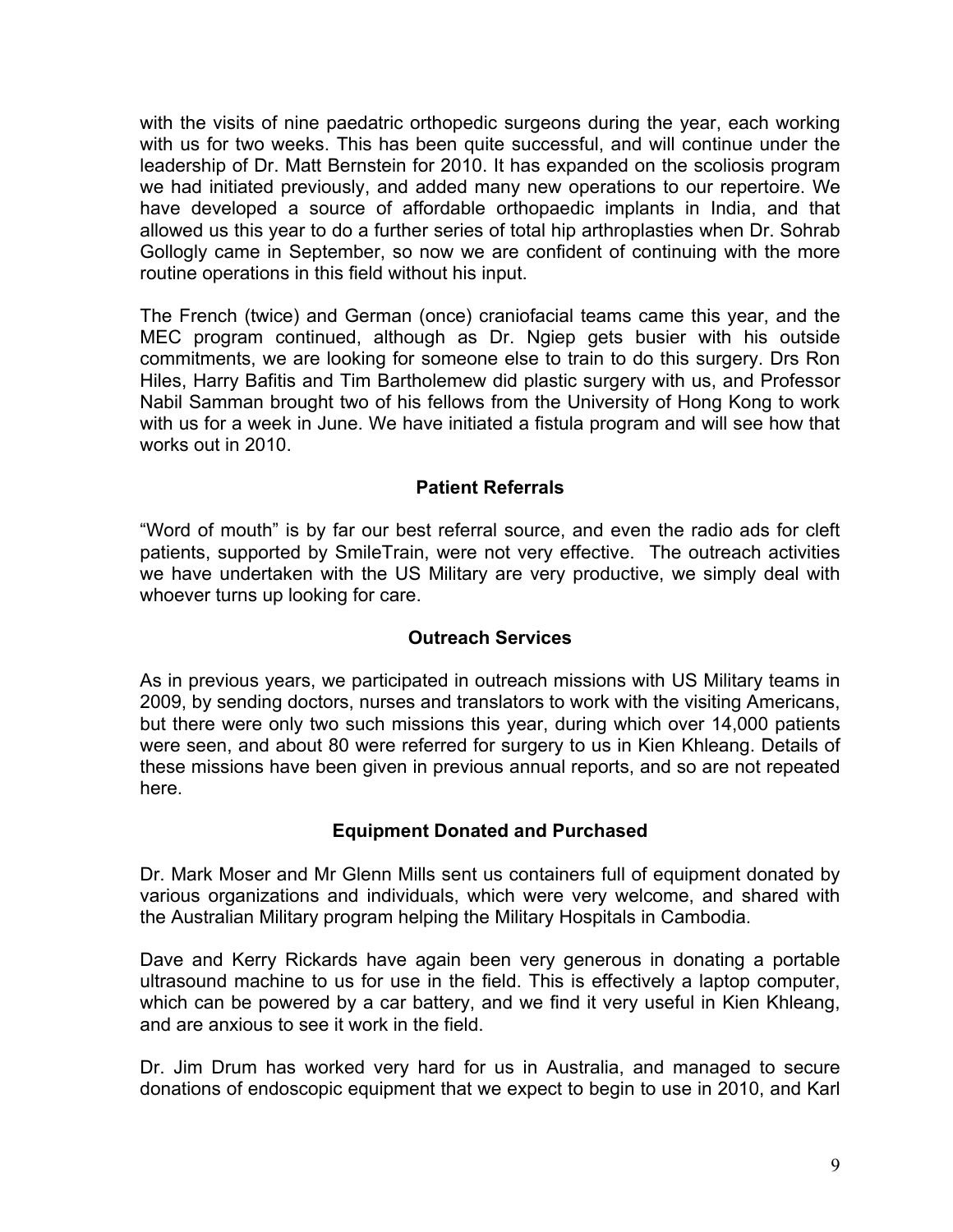with the visits of nine paedatric orthopedic surgeons during the year, each working with us for two weeks. This has been quite successful, and will continue under the leadership of Dr. Matt Bernstein for 2010. It has expanded on the scoliosis program we had initiated previously, and added many new operations to our repertoire. We have developed a source of affordable orthopaedic implants in India, and that allowed us this year to do a further series of total hip arthroplasties when Dr. Sohrab Gollogly came in September, so now we are confident of continuing with the more routine operations in this field without his input.

The French (twice) and German (once) craniofacial teams came this year, and the MEC program continued, although as Dr. Ngiep gets busier with his outside commitments, we are looking for someone else to train to do this surgery. Drs Ron Hiles, Harry Bafitis and Tim Bartholemew did plastic surgery with us, and Professor Nabil Samman brought two of his fellows from the University of Hong Kong to work with us for a week in June. We have initiated a fistula program and will see how that works out in 2010.

## Patient Referrals

"Word of mouth" is by far our best referral source, and even the radio ads for cleft patients, supported by SmileTrain, were not very effective. The outreach activities we have undertaken with the US Military are very productive, we simply deal with whoever turns up looking for care.

## Outreach Services

As in previous years, we participated in outreach missions with US Military teams in 2009, by sending doctors, nurses and translators to work with the visiting Americans, but there were only two such missions this year, during which over 14,000 patients were seen, and about 80 were referred for surgery to us in Kien Khleang. Details of these missions have been given in previous annual reports, and so are not repeated here.

## Equipment Donated and Purchased

Dr. Mark Moser and Mr Glenn Mills sent us containers full of equipment donated by various organizations and individuals, which were very welcome, and shared with the Australian Military program helping the Military Hospitals in Cambodia.

Dave and Kerry Rickards have again been very generous in donating a portable ultrasound machine to us for use in the field. This is effectively a laptop computer, which can be powered by a car battery, and we find it very useful in Kien Khleang, and are anxious to see it work in the field.

Dr. Jim Drum has worked very hard for us in Australia, and managed to secure donations of endoscopic equipment that we expect to begin to use in 2010, and Karl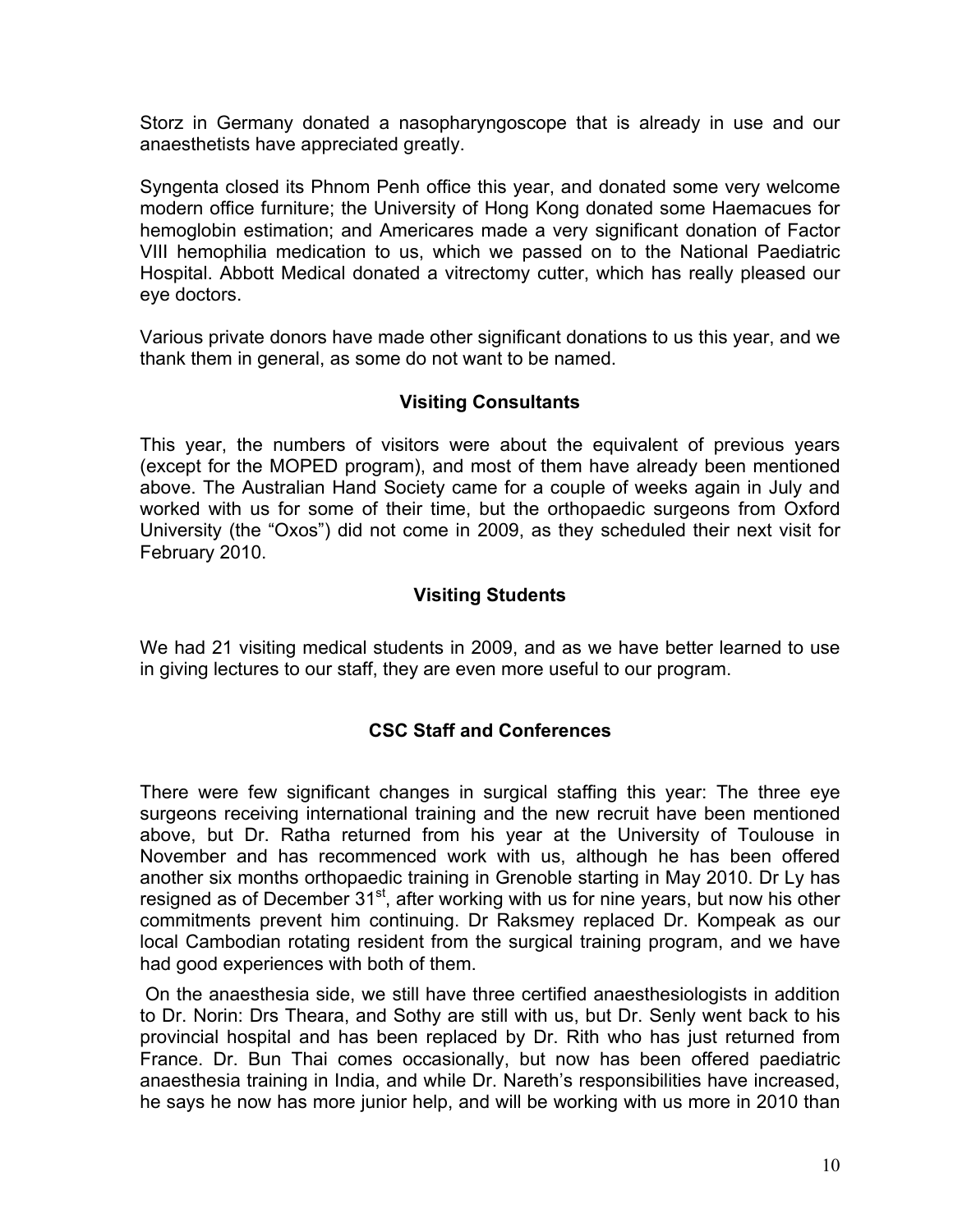Storz in Germany donated a nasopharyngoscope that is already in use and our anaesthetists have appreciated greatly.

Syngenta closed its Phnom Penh office this year, and donated some very welcome modern office furniture; the University of Hong Kong donated some Haemacues for hemoglobin estimation; and Americares made a very significant donation of Factor VIII hemophilia medication to us, which we passed on to the National Paediatric Hospital. Abbott Medical donated a vitrectomy cutter, which has really pleased our eye doctors.

Various private donors have made other significant donations to us this year, and we thank them in general, as some do not want to be named.

## Visiting Consultants

This year, the numbers of visitors were about the equivalent of previous years (except for the MOPED program), and most of them have already been mentioned above. The Australian Hand Society came for a couple of weeks again in July and worked with us for some of their time, but the orthopaedic surgeons from Oxford University (the "Oxos") did not come in 2009, as they scheduled their next visit for February 2010.

## Visiting Students

We had 21 visiting medical students in 2009, and as we have better learned to use in giving lectures to our staff, they are even more useful to our program.

## CSC Staff and Conferences

There were few significant changes in surgical staffing this year: The three eye surgeons receiving international training and the new recruit have been mentioned above, but Dr. Ratha returned from his year at the University of Toulouse in November and has recommenced work with us, although he has been offered another six months orthopaedic training in Grenoble starting in May 2010. Dr Ly has resigned as of December 31st, after working with us for nine years, but now his other commitments prevent him continuing. Dr Raksmey replaced Dr. Kompeak as our local Cambodian rotating resident from the surgical training program, and we have had good experiences with both of them.

On the anaesthesia side, we still have three certified anaesthesiologists in addition to Dr. Norin: Drs Theara, and Sothy are still with us, but Dr. Senly went back to his provincial hospital and has been replaced by Dr. Rith who has just returned from France. Dr. Bun Thai comes occasionally, but now has been offered paediatric anaesthesia training in India, and while Dr. Nareth's responsibilities have increased, he says he now has more junior help, and will be working with us more in 2010 than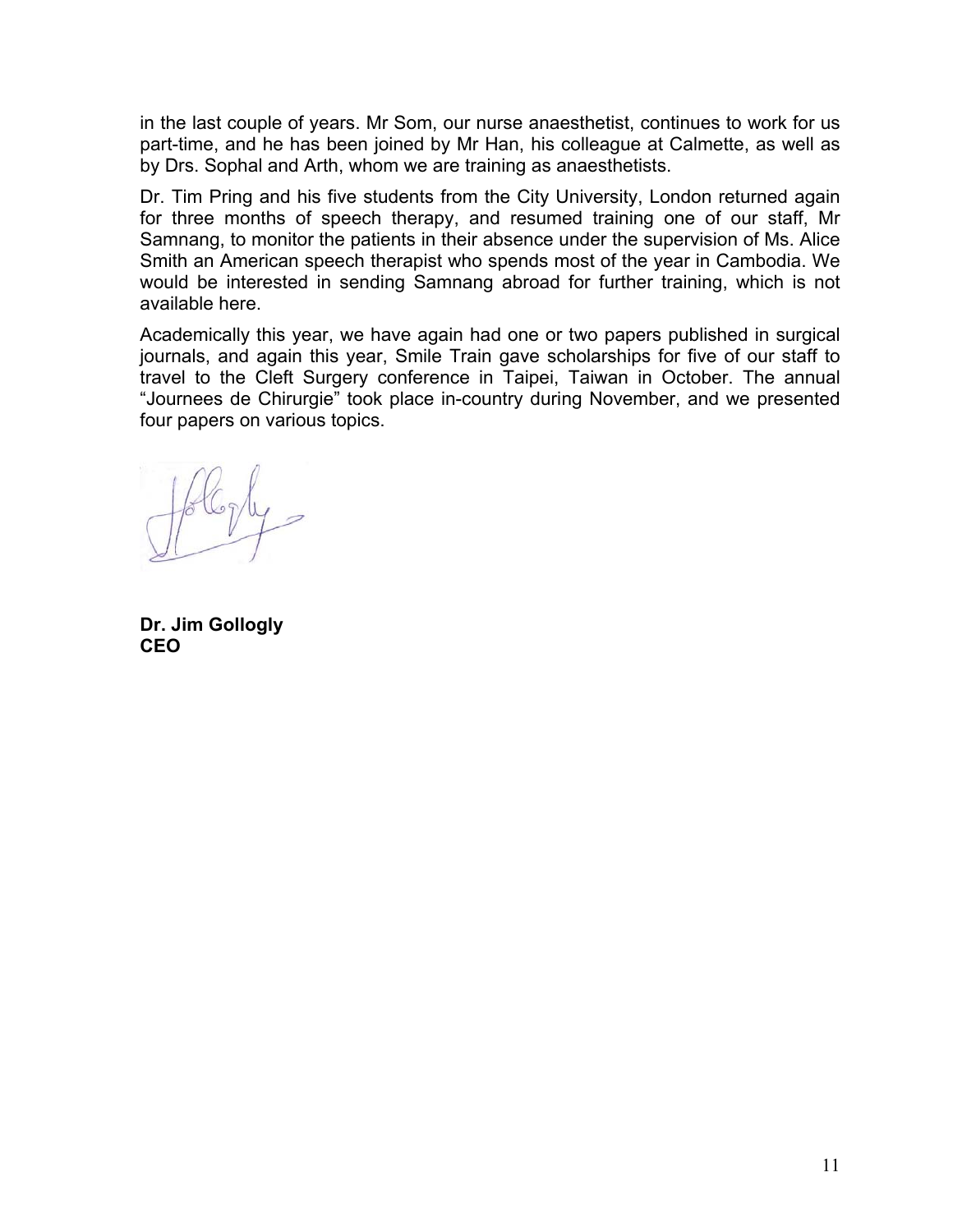in the last couple of years. Mr Som, our nurse anaesthetist, continues to work for us part-time, and he has been joined by Mr Han, his colleague at Calmette, as well as by Drs. Sophal and Arth, whom we are training as anaesthetists.

Dr. Tim Pring and his five students from the City University, London returned again for three months of speech therapy, and resumed training one of our staff, Mr Samnang, to monitor the patients in their absence under the supervision of Ms. Alice Smith an American speech therapist who spends most of the year in Cambodia. We would be interested in sending Samnang abroad for further training, which is not available here.

Academically this year, we have again had one or two papers published in surgical journals, and again this year, Smile Train gave scholarships for five of our staff to travel to the Cleft Surgery conference in Taipei, Taiwan in October. The annual "Journees de Chirurgie" took place in-country during November, and we presented four papers on various topics.

**Dr. Jim Gollogly**
**CEO**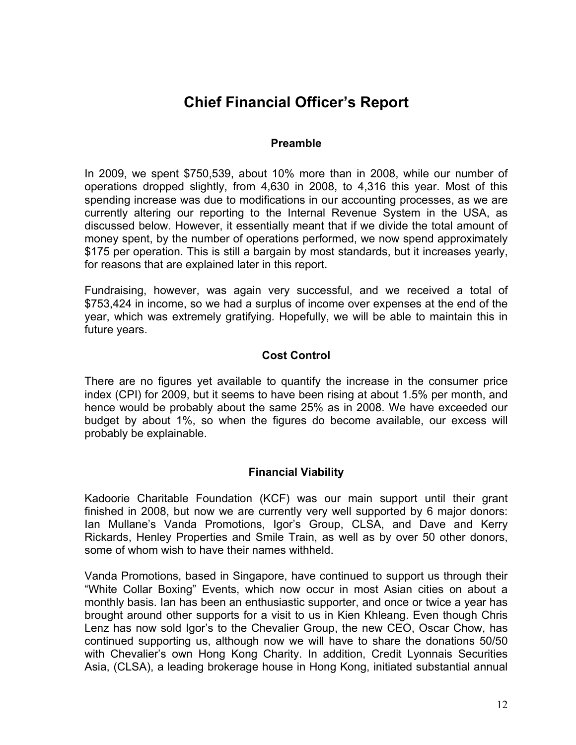# Chief Financial Officer's Report

### Preamble

In 2009, we spent $750,539, about 10% more than in 2008, while our number of operations dropped slightly, from 4,630 in 2008, to 4,316 this year. Most of this spending increase was due to modifications in our accounting processes, as we are currently altering our reporting to the Internal Revenue System in the USA, as discussed below. However, it essentially meant that if we divide the total amount of money spent, by the number of operations performed, we now spend approximately $175 per operation. This is still a bargain by most standards, but it increases yearly, for reasons that are explained later in this report.

Fundraising, however, was again very successful, and we received a total of $753,424 in income, so we had a surplus of income over expenses at the end of the year, which was extremely gratifying. Hopefully, we will be able to maintain this in future years.

### Cost Control

There are no figures yet available to quantify the increase in the consumer price index (CPI) for 2009, but it seems to have been rising at about 1.5% per month, and hence would be probably about the same 25% as in 2008. We have exceeded our budget by about 1%, so when the figures do become available, our excess will probably be explainable.

### Financial Viability

Kadoorie Charitable Foundation (KCF) was our main support until their grant finished in 2008, but now we are currently very well supported by 6 major donors: Ian Mullane's Vanda Promotions, Igor's Group, CLSA, and Dave and Kerry Rickards, Henley Properties and Smile Train, as well as by over 50 other donors, some of whom wish to have their names withheld.

Vanda Promotions, based in Singapore, have continued to support us through their "White Collar Boxing" Events, which now occur in most Asian cities on about a monthly basis. Ian has been an enthusiastic supporter, and once or twice a year has brought around other supports for a visit to us in Kien Khleang. Even though Chris Lenz has now sold Igor's to the Chevalier Group, the new CEO, Oscar Chow, has continued supporting us, although now we will have to share the donations 50/50 with Chevalier's own Hong Kong Charity. In addition, Credit Lyonnais Securities Asia, (CLSA), a leading brokerage house in Hong Kong, initiated substantial annual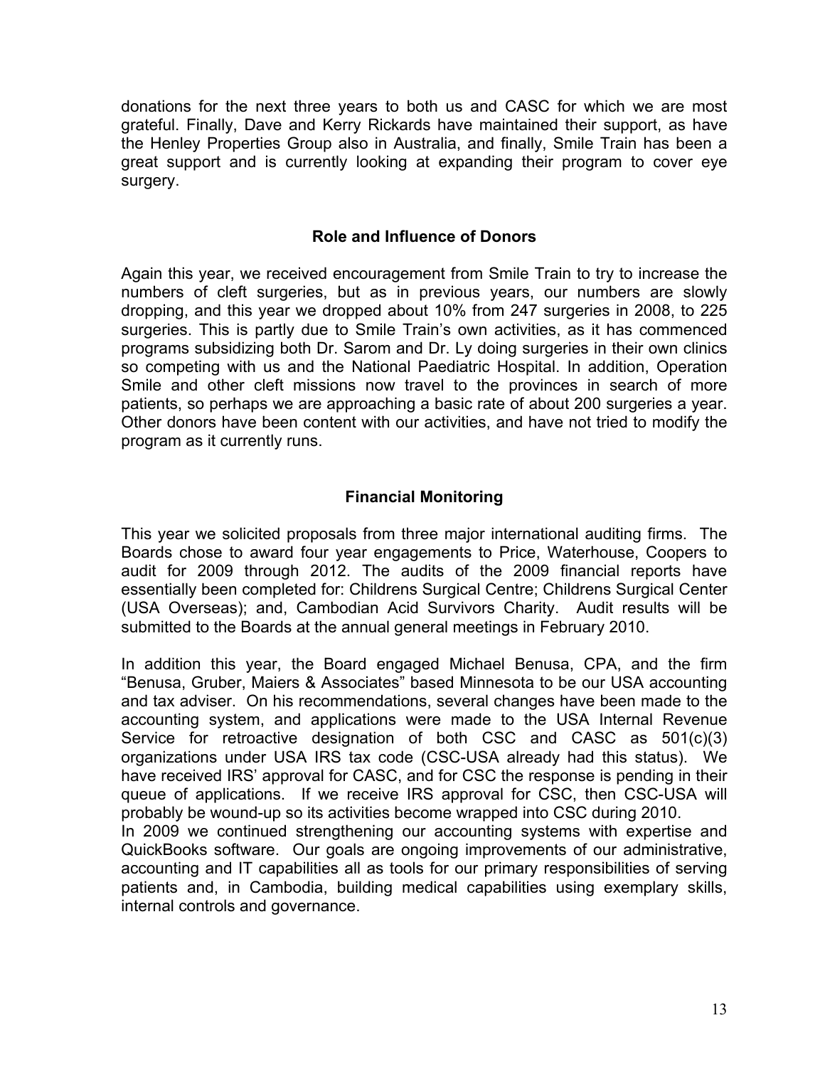donations for the next three years to both us and CASC for which we are most grateful. Finally, Dave and Kerry Rickards have maintained their support, as have the Henley Properties Group also in Australia, and finally, Smile Train has been a great support and is currently looking at expanding their program to cover eye surgery.

## Role and Influence of Donors

Again this year, we received encouragement from Smile Train to try to increase the numbers of cleft surgeries, but as in previous years, our numbers are slowly dropping, and this year we dropped about 10% from 247 surgeries in 2008, to 225 surgeries. This is partly due to Smile Train's own activities, as it has commenced programs subsidizing both Dr. Sarom and Dr. Ly doing surgeries in their own clinics so competing with us and the National Paediatric Hospital. In addition, Operation Smile and other cleft missions now travel to the provinces in search of more patients, so perhaps we are approaching a basic rate of about 200 surgeries a year. Other donors have been content with our activities, and have not tried to modify the program as it currently runs.

## Financial Monitoring

This year we solicited proposals from three major international auditing firms. The Boards chose to award four year engagements to Price, Waterhouse, Coopers to audit for 2009 through 2012. The audits of the 2009 financial reports have essentially been completed for: Childrens Surgical Centre; Childrens Surgical Center (USA Overseas); and, Cambodian Acid Survivors Charity. Audit results will be submitted to the Boards at the annual general meetings in February 2010.

In addition this year, the Board engaged Michael Benusa, CPA, and the firm "Benusa, Gruber, Maiers & Associates" based Minnesota to be our USA accounting and tax adviser. On his recommendations, several changes have been made to the accounting system, and applications were made to the USA Internal Revenue Service for retroactive designation of both CSC and CASC as 501(c)(3) organizations under USA IRS tax code (CSC-USA already had this status). We have received IRS' approval for CASC, and for CSC the response is pending in their queue of applications. If we receive IRS approval for CSC, then CSC-USA will probably be wound-up so its activities become wrapped into CSC during 2010.

In 2009 we continued strengthening our accounting systems with expertise and QuickBooks software. Our goals are ongoing improvements of our administrative, accounting and IT capabilities all as tools for our primary responsibilities of serving patients and, in Cambodia, building medical capabilities using exemplary skills, internal controls and governance.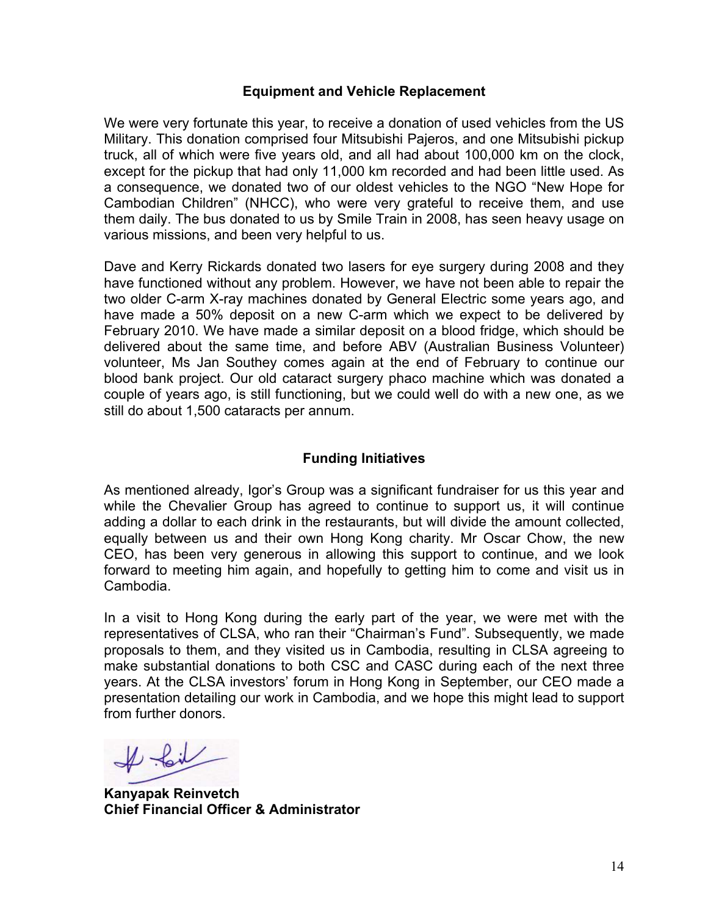## Equipment and Vehicle Replacement

We were very fortunate this year, to receive a donation of used vehicles from the US Military. This donation comprised four Mitsubishi Pajeros, and one Mitsubishi pickup truck, all of which were five years old, and all had about 100,000 km on the clock, except for the pickup that had only 11,000 km recorded and had been little used. As a consequence, we donated two of our oldest vehicles to the NGO "New Hope for Cambodian Children" (NHCC), who were very grateful to receive them, and use them daily. The bus donated to us by Smile Train in 2008, has seen heavy usage on various missions, and been very helpful to us.

Dave and Kerry Rickards donated two lasers for eye surgery during 2008 and they have functioned without any problem. However, we have not been able to repair the two older C-arm X-ray machines donated by General Electric some years ago, and have made a 50% deposit on a new C-arm which we expect to be delivered by February 2010. We have made a similar deposit on a blood fridge, which should be delivered about the same time, and before ABV (Australian Business Volunteer) volunteer, Ms Jan Southey comes again at the end of February to continue our blood bank project. Our old cataract surgery phaco machine which was donated a couple of years ago, is still functioning, but we could well do with a new one, as we still do about 1,500 cataracts per annum.

## Funding Initiatives

As mentioned already, Igor's Group was a significant fundraiser for us this year and while the Chevalier Group has agreed to continue to support us, it will continue adding a dollar to each drink in the restaurants, but will divide the amount collected, equally between us and their own Hong Kong charity. Mr Oscar Chow, the new CEO, has been very generous in allowing this support to continue, and we look forward to meeting him again, and hopefully to getting him to come and visit us in Cambodia.

In a visit to Hong Kong during the early part of the year, we were met with the representatives of CLSA, who ran their "Chairman's Fund". Subsequently, we made proposals to them, and they visited us in Cambodia, resulting in CLSA agreeing to make substantial donations to both CSC and CASC during each of the next three years. At the CLSA investors' forum in Hong Kong in September, our CEO made a presentation detailing our work in Cambodia, and we hope this might lead to support from further donors.

**Kanyapak Reinvetch**
**Chief Financial Officer & Administrator**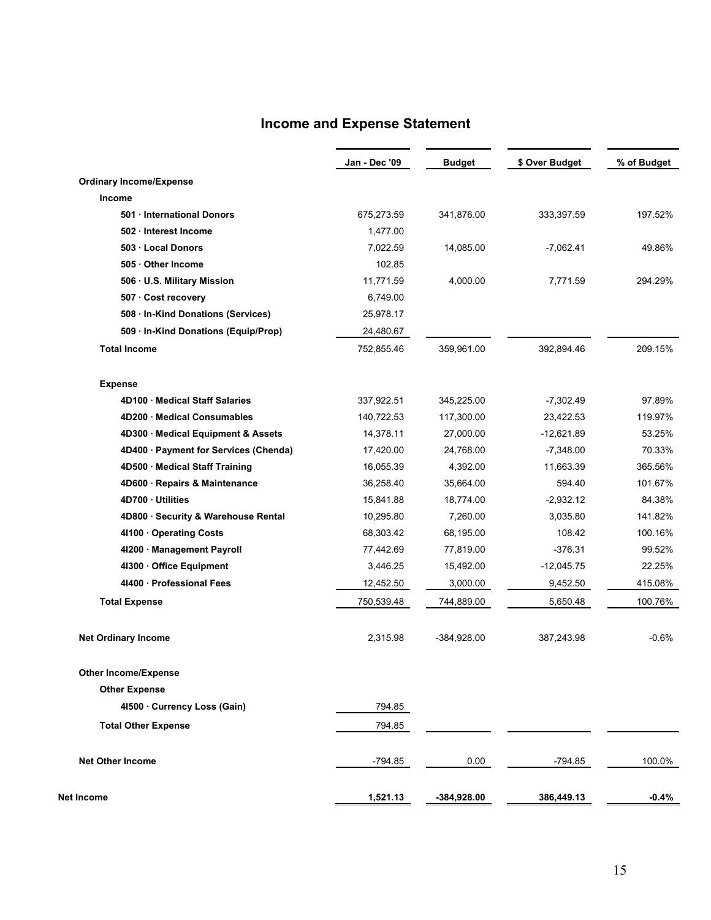# Income and Expense Statement

| | Jan - Dec '09 | Budget | $ Over Budget | % of Budget |
|---|---|---|---|---|
| **Ordinary Income/Expense** | | | | |
| **Income** | | | | |
| **501 · International Donors** | 675,273.59 | 341,876.00 | 333,397.59 | 197.52% |
| **502 · Interest Income** | 1,477.00 | | | |
| **503 · Local Donors** | 7,022.59 | 14,085.00 | -7,062.41 | 49.86% |
| **505 · Other Income** | 102.85 | | | |
| **506 · U.S. Military Mission** | 11,771.59 | 4,000.00 | 7,771.59 | 294.29% |
| **507 · Cost recovery** | 6,749.00 | | | |
| **508 · In-Kind Donations (Services)** | 25,978.17 | | | |
| **509 · In-Kind Donations (Equip/Prop)** | 24,480.67 | | | |
| **Total Income** | 752,855.46 | 359,961.00 | 392,894.46 | 209.15% |
| **Expense** | | | | |
| **4D100 · Medical Staff Salaries** | 337,922.51 | 345,225.00 | -7,302.49 | 97.89% |
| **4D200 · Medical Consumables** | 140,722.53 | 117,300.00 | 23,422.53 | 119.97% |
| **4D300 · Medical Equipment & Assets** | 14,378.11 | 27,000.00 | -12,621.89 | 53.25% |
| **4D400 · Payment for Services (Chenda)** | 17,420.00 | 24,768.00 | -7,348.00 | 70.33% |
| **4D500 · Medical Staff Training** | 16,055.39 | 4,392.00 | 11,663.39 | 365.56% |
| **4D600 · Repairs & Maintenance** | 36,258.40 | 35,664.00 | 594.40 | 101.67% |
| **4D700 · Utilities** | 15,841.88 | 18,774.00 | -2,932.12 | 84.38% |
| **4D800 · Security & Warehouse Rental** | 10,295.80 | 7,260.00 | 3,035.80 | 141.82% |
| **4I100 · Operating Costs** | 68,303.42 | 68,195.00 | 108.42 | 100.16% |
| **4I200 · Management Payroll** | 77,442.69 | 77,819.00 | -376.31 | 99.52% |
| **4I300 · Office Equipment** | 3,446.25 | 15,492.00 | -12,045.75 | 22.25% |
| **4I400 · Professional Fees** | 12,452.50 | 3,000.00 | 9,452.50 | 415.08% |
| **Total Expense** | 750,539.48 | 744,889.00 | 5,650.48 | 100.76% |
| **Net Ordinary Income** | 2,315.98 | -384,928.00 | 387,243.98 | -0.6% |
| **Other Income/Expense** | | | | |
| **Other Expense** | | | | |
| **4I500 · Currency Loss (Gain)** | 794.85 | | | |
| **Total Other Expense** | 794.85 | | | |
| **Net Other Income** | -794.85 | 0.00 | -794.85 | 100.0% |
| **Net Income** | **1,521.13** | **-384,928.00** | **386,449.13** | **-0.4%** |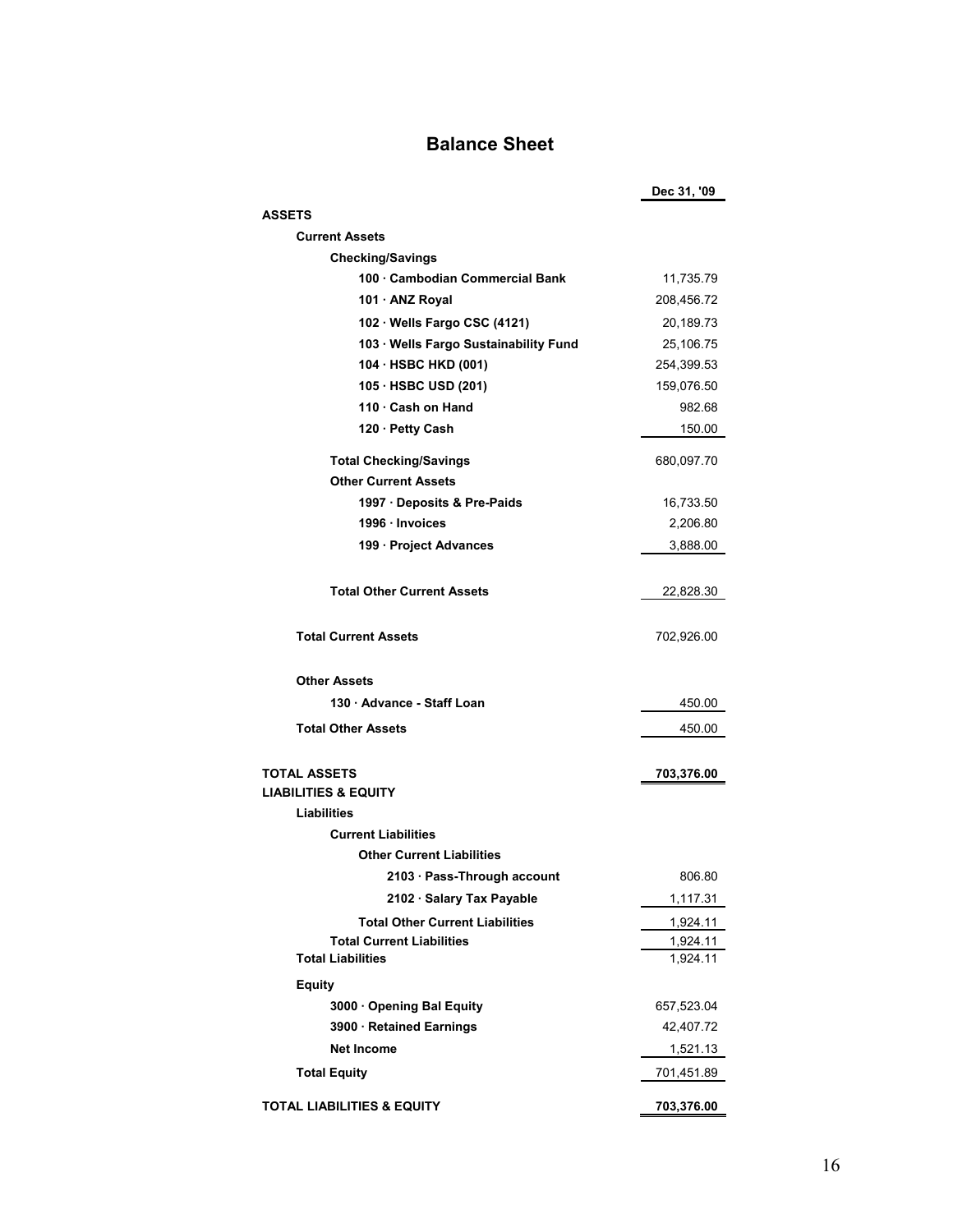# Balance Sheet

| | Dec 31, '09 |
|---|---|
| **ASSETS** | |
| **Current Assets** | |
| **Checking/Savings** | |
| **100 · Cambodian Commercial Bank** | 11,735.79 |
| **101 · ANZ Royal** | 208,456.72 |
| **102 · Wells Fargo CSC (4121)** | 20,189.73 |
| **103 · Wells Fargo Sustainability Fund** | 25,106.75 |
| **104 · HSBC HKD (001)** | 254,399.53 |
| **105 · HSBC USD (201)** | 159,076.50 |
| **110 · Cash on Hand** | 982.68 |
| **120 · Petty Cash** | 150.00 |
| **Total Checking/Savings** | 680,097.70 |
| **Other Current Assets** | |
| **1997 · Deposits & Pre-Paids** | 16,733.50 |
| **1996 · Invoices** | 2,206.80 |
| **199 · Project Advances** | 3,888.00 |
| **Total Other Current Assets** | 22,828.30 |
| **Total Current Assets** | 702,926.00 |
| **Other Assets** | |
| **130 · Advance - Staff Loan** | 450.00 |
| **Total Other Assets** | 450.00 |
| **TOTAL ASSETS** | **703,376.00** |
| **LIABILITIES & EQUITY** | |
| **Liabilities** | |
| **Current Liabilities** | |
| **Other Current Liabilities** | |
| **2103 · Pass-Through account** | 806.80 |
| **2102 · Salary Tax Payable** | 1,117.31 |
| **Total Other Current Liabilities** | 1,924.11 |
| **Total Current Liabilities** | 1,924.11 |
| **Total Liabilities** | 1,924.11 |
| **Equity** | |
| **3000 · Opening Bal Equity** | 657,523.04 |
| **3900 · Retained Earnings** | 42,407.72 |
| **Net Income** | 1,521.13 |
| **Total Equity** | 701,451.89 |
| **TOTAL LIABILITIES & EQUITY** | **703,376.00** |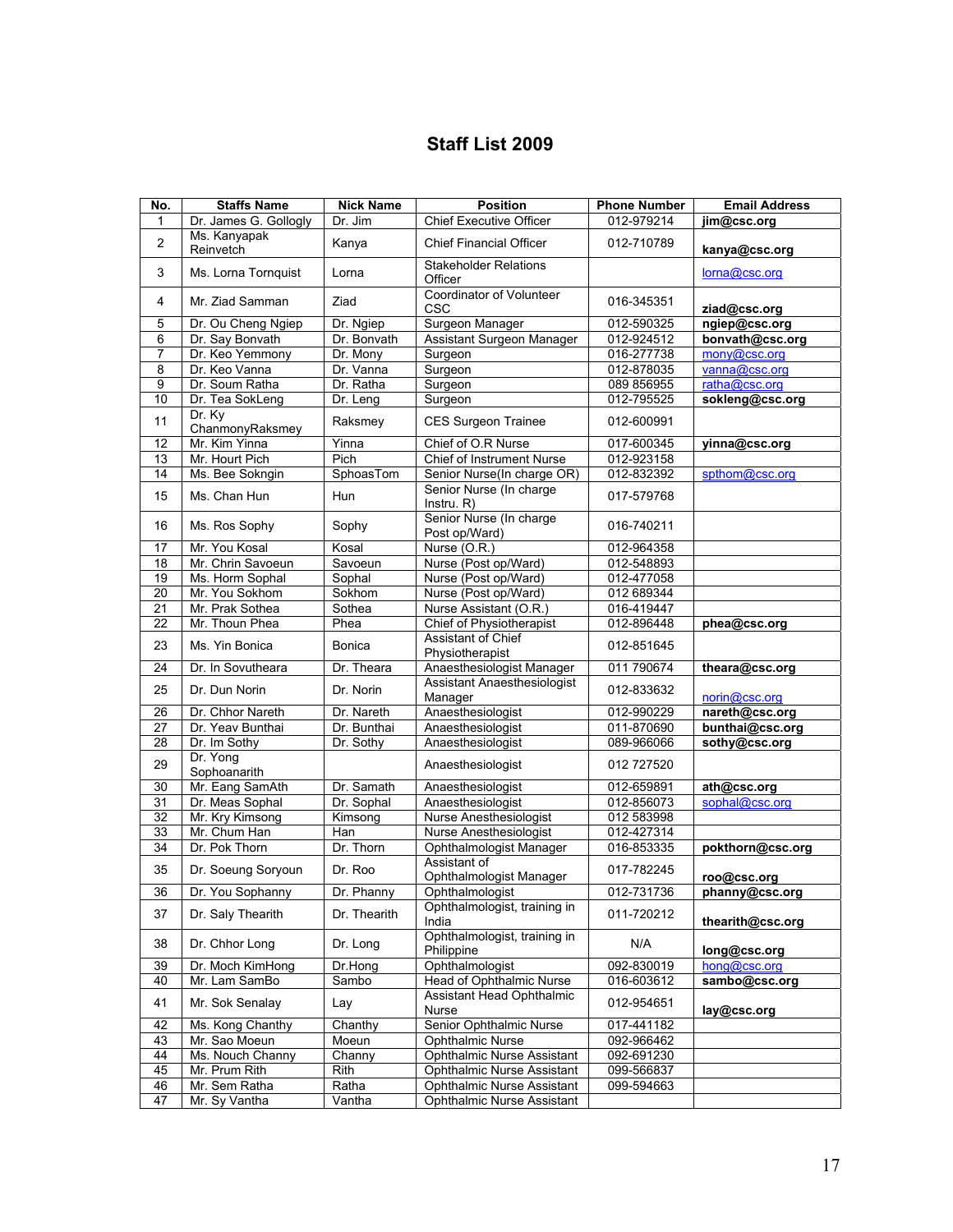# Staff List 2009

| No. | Staffs Name | Nick Name | Position | Phone Number | Email Address |
|---|---|---|---|---|---|
| 1 | Dr. James G. Gollogly | Dr. Jim | Chief Executive Officer | 012-979214 | **jim@csc.org** |
| 2 | Ms. Kanyapak Reinvetch | Kanya | Chief Financial Officer | 012-710789 | **kanya@csc.org** |
| 3 | Ms. Lorna Tornquist | Lorna | Stakeholder Relations Officer | | lorna@csc.org |
| 4 | Mr. Ziad Samman | Ziad | Coordinator of Volunteer CSC | 016-345351 | **ziad@csc.org** |
| 5 | Dr. Ou Cheng Ngiep | Dr. Ngiep | Surgeon Manager | 012-590325 | **ngiep@csc.org** |
| 6 | Dr. Say Bonvath | Dr. Bonvath | Assistant Surgeon Manager | 012-924512 | **bonvath@csc.org** |
| 7 | Dr. Keo Yemmony | Dr. Mony | Surgeon | 016-277738 | mony@csc.org |
| 8 | Dr. Keo Vanna | Dr. Vanna | Surgeon | 012-878035 | vanna@csc.org |
| 9 | Dr. Soum Ratha | Dr. Ratha | Surgeon | 089 856955 | ratha@csc.org |
| 10 | Dr. Tea SokLeng | Dr. Leng | Surgeon | 012-795525 | **sokleng@csc.org** |
| 11 | Dr. Ky ChanmonyRaksmey | Raksmey | CES Surgeon Trainee | 012-600991 | |
| 12 | Mr. Kim Yinna | Yinna | Chief of O.R Nurse | 017-600345 | **yinna@csc.org** |
| 13 | Mr. Hourt Pich | Pich | Chief of Instrument Nurse | 012-923158 | |
| 14 | Ms. Bee Sokngin | SphoasTom | Senior Nurse(In charge OR) | 012-832392 | spthom@csc.org |
| 15 | Ms. Chan Hun | Hun | Senior Nurse (In charge Instru. R) | 017-579768 | |
| 16 | Ms. Ros Sophy | Sophy | Senior Nurse (In charge Post op/Ward) | 016-740211 | |
| 17 | Mr. You Kosal | Kosal | Nurse (O.R.) | 012-964358 | |
| 18 | Mr. Chrin Savoeun | Savoeun | Nurse (Post op/Ward) | 012-548893 | |
| 19 | Ms. Horm Sophal | Sophal | Nurse (Post op/Ward) | 012-477058 | |
| 20 | Mr. You Sokhom | Sokhom | Nurse (Post op/Ward) | 012 689344 | |
| 21 | Mr. Prak Sothea | Sothea | Nurse Assistant (O.R.) | 016-419447 | |
| 22 | Mr. Thoun Phea | Phea | Chief of Physiotherapist | 012-896448 | **phea@csc.org** |
| 23 | Ms. Yin Bonica | Bonica | Assistant of Chief Physiotherapist | 012-851645 | |
| 24 | Dr. In Sovutheara | Dr. Theara | Anaesthesiologist Manager | 011 790674 | **theara@csc.org** |
| 25 | Dr. Dun Norin | Dr. Norin | Assistant Anaesthesiologist Manager | 012-833632 | norin@csc.org |
| 26 | Dr. Chhor Nareth | Dr. Nareth | Anaesthesiologist | 012-990229 | **nareth@csc.org** |
| 27 | Dr. Yeav Bunthai | Dr. Bunthai | Anaesthesiologist | 011-870690 | **bunthai@csc.org** |
| 28 | Dr. Im Sothy | Dr. Sothy | Anaesthesiologist | 089-966066 | **sothy@csc.org** |
| 29 | Dr. Yong Sophoanarith | | Anaesthesiologist | 012 727520 | |
| 30 | Mr. Eang SamAth | Dr. Samath | Anaesthesiologist | 012-659891 | **ath@csc.org** |
| 31 | Dr. Meas Sophal | Dr. Sophal | Anaesthesiologist | 012-856073 | sophal@csc.org |
| 32 | Mr. Kry Kimsong | Kimsong | Nurse Anesthesiologist | 012 583998 | |
| 33 | Mr. Chum Han | Han | Nurse Anesthesiologist | 012-427314 | |
| 34 | Dr. Pok Thorn | Dr. Thorn | Ophthalmologist Manager | 016-853335 | **pokthorn@csc.org** |
| 35 | Dr. Soeung Soryoun | Dr. Roo | Assistant of Ophthalmologist Manager | 017-782245 | **roo@csc.org** |
| 36 | Dr. You Sophanny | Dr. Phanny | Ophthalmologist | 012-731736 | **phanny@csc.org** |
| 37 | Dr. Saly Thearith | Dr. Thearith | Ophthalmologist, training in India | 011-720212 | **thearith@csc.org** |
| 38 | Dr. Chhor Long | Dr. Long | Ophthalmologist, training in Philippine | N/A | **long@csc.org** |
| 39 | Dr. Moch KimHong | Dr.Hong | Ophthalmologist | 092-830019 | hong@csc.org |
| 40 | Mr. Lam SamBo | Sambo | Head of Ophthalmic Nurse | 016-603612 | **sambo@csc.org** |
| 41 | Mr. Sok Senalay | Lay | Assistant Head Ophthalmic Nurse | 012-954651 | **lay@csc.org** |
| 42 | Ms. Kong Chanthy | Chanthy | Senior Ophthalmic Nurse | 017-441182 | |
| 43 | Mr. Sao Moeun | Moeun | Ophthalmic Nurse | 092-966462 | |
| 44 | Ms. Nouch Channy | Channy | Ophthalmic Nurse Assistant | 092-691230 | |
| 45 | Mr. Prum Rith | Rith | Ophthalmic Nurse Assistant | 099-566837 | |
| 46 | Mr. Sem Ratha | Ratha | Ophthalmic Nurse Assistant | 099-594663 | |
| 47 | Mr. Sy Vantha | Vantha | Ophthalmic Nurse Assistant | | |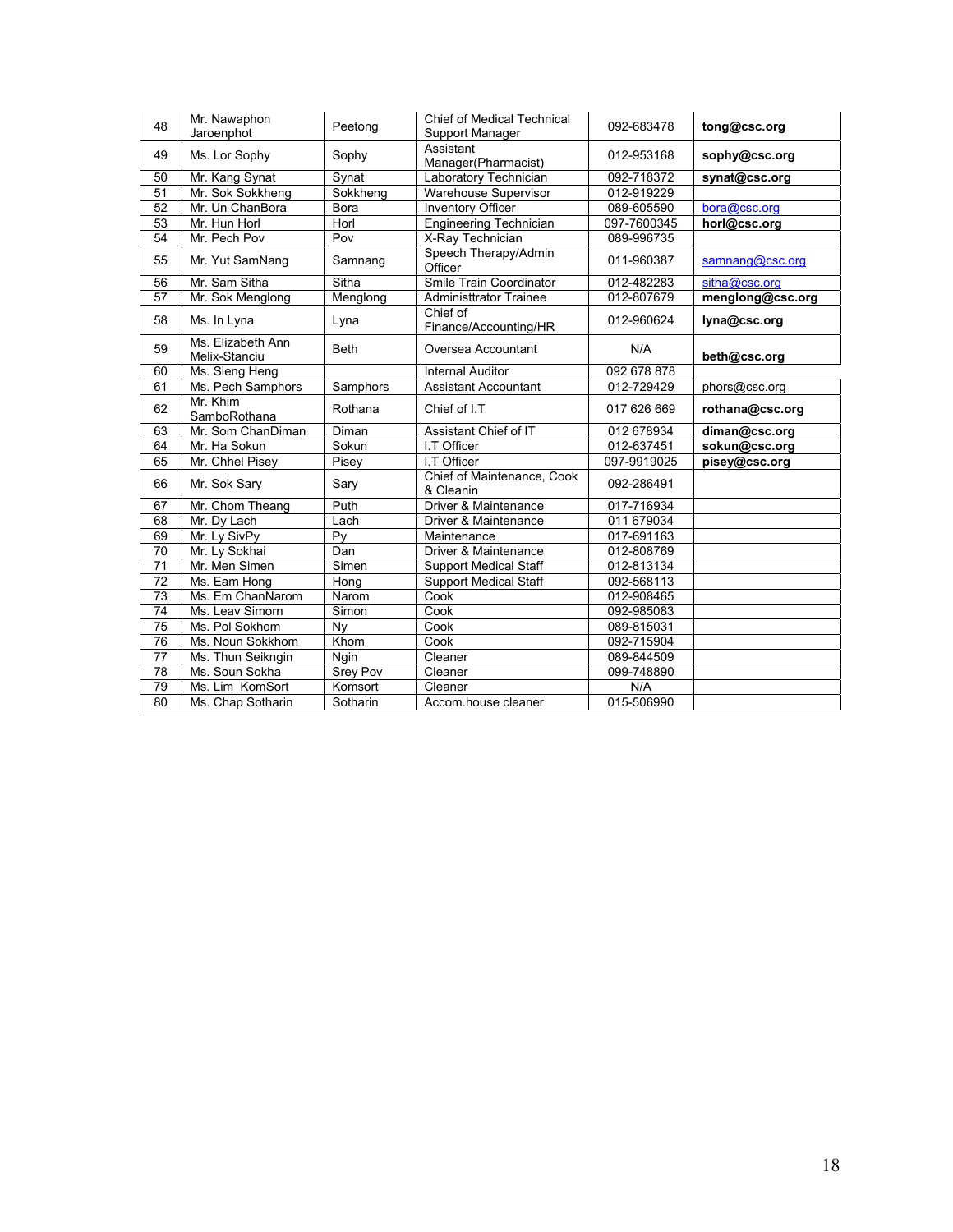| | | | | | |
|---|---|---|---|---|---|
| 48 | Mr. Nawaphon Jaroenphot | Peetong | Chief of Medical Technical Support Manager | 092-683478 | **tong@csc.org** |
| 49 | Ms. Lor Sophy | Sophy | Assistant Manager(Pharmacist) | 012-953168 | **sophy@csc.org** |
| 50 | Mr. Kang Synat | Synat | Laboratory Technician | 092-718372 | **synat@csc.org** |
| 51 | Mr. Sok Sokkheng | Sokkheng | Warehouse Supervisor | 012-919229 | |
| 52 | Mr. Un ChanBora | Bora | Inventory Officer | 089-605590 | bora@csc.org |
| 53 | Mr. Hun Horl | Horl | Engineering Technician | 097-7600345 | **horl@csc.org** |
| 54 | Mr. Pech Pov | Pov | X-Ray Technician | 089-996735 | |
| 55 | Mr. Yut SamNang | Samnang | Speech Therapy/Admin Officer | 011-960387 | samnang@csc.org |
| 56 | Mr. Sam Sitha | Sitha | Smile Train Coordinator | 012-482283 | sitha@csc.org |
| 57 | Mr. Sok Menglong | Menglong | Administtrator Trainee | 012-807679 | **menglong@csc.org** |
| 58 | Ms. In Lyna | Lyna | Chief of Finance/Accounting/HR | 012-960624 | **lyna@csc.org** |
| 59 | Ms. Elizabeth Ann Melix-Stanciu | Beth | Oversea Accountant | N/A | **beth@csc.org** |
| 60 | Ms. Sieng Heng | | Internal Auditor | 092 678 878 | |
| 61 | Ms. Pech Samphors | Samphors | Assistant Accountant | 012-729429 | phors@csc.org |
| 62 | Mr. Khim SamboRothana | Rothana | Chief of I.T | 017 626 669 | **rothana@csc.org** |
| 63 | Mr. Som ChanDiman | Diman | Assistant Chief of IT | 012 678934 | **diman@csc.org** |
| 64 | Mr. Ha Sokun | Sokun | I.T Officer | 012-637451 | **sokun@csc.org** |
| 65 | Mr. Chhel Pisey | Pisey | I.T Officer | 097-9919025 | **pisey@csc.org** |
| 66 | Mr. Sok Sary | Sary | Chief of Maintenance, Cook & Cleanin | 092-286491 | |
| 67 | Mr. Chom Theang | Puth | Driver & Maintenance | 017-716934 | |
| 68 | Mr. Dy Lach | Lach | Driver & Maintenance | 011 679034 | |
| 69 | Mr. Ly SivPy | Py | Maintenance | 017-691163 | |
| 70 | Mr. Ly Sokhai | Dan | Driver & Maintenance | 012-808769 | |
| 71 | Mr. Men Simen | Simen | Support Medical Staff | 012-813134 | |
| 72 | Ms. Eam Hong | Hong | Support Medical Staff | 092-568113 | |
| 73 | Ms. Em ChanNarom | Narom | Cook | 012-908465 | |
| 74 | Ms. Leav Simorn | Simon | Cook | 092-985083 | |
| 75 | Ms. Pol Sokhom | Ny | Cook | 089-815031 | |
| 76 | Ms. Noun Sokkhom | Khom | Cook | 092-715904 | |
| 77 | Ms. Thun Seikngin | Ngin | Cleaner | 089-844509 | |
| 78 | Ms. Soun Sokha | Srey Pov | Cleaner | 099-748890 | |
| 79 | Ms. Lim KomSort | Komsort | Cleaner | N/A | |
| 80 | Ms. Chap Sotharin | Sotharin | Accom.house cleaner | 015-506990 | |